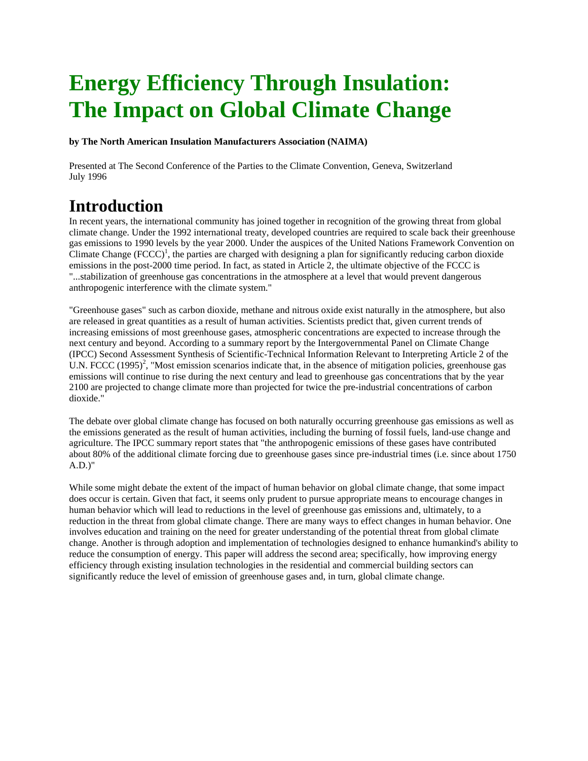# Energy Efficiency Through Insulation: The Impact on Global Climate Change

**by The North American Insulation Manufacturers Association (NAIMA)**

Presented at The Second Conference of the Parties to the Climate Convention, Geneva, Switzerland
July 1996

## Introduction

In recent years, the international community has joined together in recognition of the growing threat from global climate change. Under the 1992 international treaty, developed countries are required to scale back their greenhouse gas emissions to 1990 levels by the year 2000. Under the auspices of the United Nations Framework Convention on Climate Change (FCCC)[1], the parties are charged with designing a plan for significantly reducing carbon dioxide emissions in the post-2000 time period. In fact, as stated in Article 2, the ultimate objective of the FCCC is "...stabilization of greenhouse gas concentrations in the atmosphere at a level that would prevent dangerous anthropogenic interference with the climate system."

"Greenhouse gases" such as carbon dioxide, methane and nitrous oxide exist naturally in the atmosphere, but also are released in great quantities as a result of human activities. Scientists predict that, given current trends of increasing emissions of most greenhouse gases, atmospheric concentrations are expected to increase through the next century and beyond. According to a summary report by the Intergovernmental Panel on Climate Change (IPCC) Second Assessment Synthesis of Scientific-Technical Information Relevant to Interpreting Article 2 of the U.N. FCCC (1995)[2], "Most emission scenarios indicate that, in the absence of mitigation policies, greenhouse gas emissions will continue to rise during the next century and lead to greenhouse gas concentrations that by the year 2100 are projected to change climate more than projected for twice the pre-industrial concentrations of carbon dioxide."

The debate over global climate change has focused on both naturally occurring greenhouse gas emissions as well as the emissions generated as the result of human activities, including the burning of fossil fuels, land-use change and agriculture. The IPCC summary report states that "the anthropogenic emissions of these gases have contributed about 80% of the additional climate forcing due to greenhouse gases since pre-industrial times (i.e. since about 1750 A.D.)"

While some might debate the extent of the impact of human behavior on global climate change, that some impact does occur is certain. Given that fact, it seems only prudent to pursue appropriate means to encourage changes in human behavior which will lead to reductions in the level of greenhouse gas emissions and, ultimately, to a reduction in the threat from global climate change. There are many ways to effect changes in human behavior. One involves education and training on the need for greater understanding of the potential threat from global climate change. Another is through adoption and implementation of technologies designed to enhance humankind's ability to reduce the consumption of energy. This paper will address the second area; specifically, how improving energy efficiency through existing insulation technologies in the residential and commercial building sectors can significantly reduce the level of emission of greenhouse gases and, in turn, global climate change.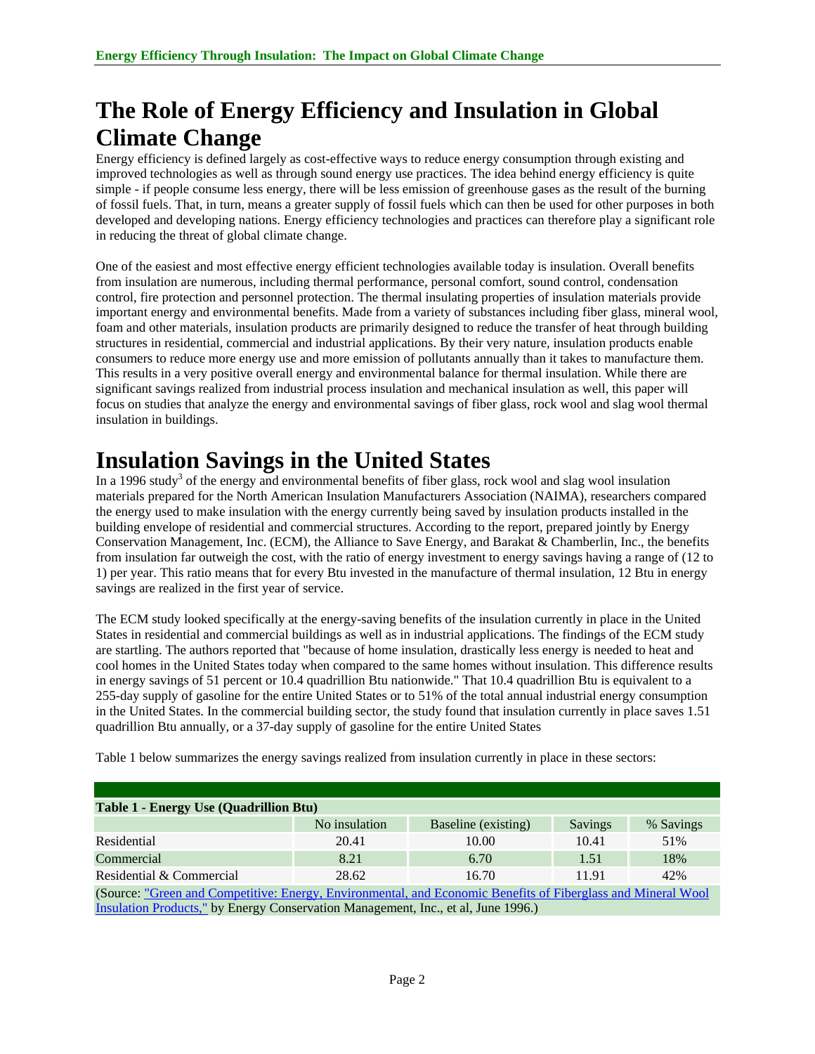# The Role of Energy Efficiency and Insulation in Global Climate Change

Energy efficiency is defined largely as cost-effective ways to reduce energy consumption through existing and improved technologies as well as through sound energy use practices. The idea behind energy efficiency is quite simple - if people consume less energy, there will be less emission of greenhouse gases as the result of the burning of fossil fuels. That, in turn, means a greater supply of fossil fuels which can then be used for other purposes in both developed and developing nations. Energy efficiency technologies and practices can therefore play a significant role in reducing the threat of global climate change.

One of the easiest and most effective energy efficient technologies available today is insulation. Overall benefits from insulation are numerous, including thermal performance, personal comfort, sound control, condensation control, fire protection and personnel protection. The thermal insulating properties of insulation materials provide important energy and environmental benefits. Made from a variety of substances including fiber glass, mineral wool, foam and other materials, insulation products are primarily designed to reduce the transfer of heat through building structures in residential, commercial and industrial applications. By their very nature, insulation products enable consumers to reduce more energy use and more emission of pollutants annually than it takes to manufacture them. This results in a very positive overall energy and environmental balance for thermal insulation. While there are significant savings realized from industrial process insulation and mechanical insulation as well, this paper will focus on studies that analyze the energy and environmental savings of fiber glass, rock wool and slag wool thermal insulation in buildings.

# Insulation Savings in the United States

In a 1996 study[3] of the energy and environmental benefits of fiber glass, rock wool and slag wool insulation materials prepared for the North American Insulation Manufacturers Association (NAIMA), researchers compared the energy used to make insulation with the energy currently being saved by insulation products installed in the building envelope of residential and commercial structures. According to the report, prepared jointly by Energy Conservation Management, Inc. (ECM), the Alliance to Save Energy, and Barakat & Chamberlin, Inc., the benefits from insulation far outweigh the cost, with the ratio of energy investment to energy savings having a range of (12 to 1) per year. This ratio means that for every Btu invested in the manufacture of thermal insulation, 12 Btu in energy savings are realized in the first year of service.

The ECM study looked specifically at the energy-saving benefits of the insulation currently in place in the United States in residential and commercial buildings as well as in industrial applications. The findings of the ECM study are startling. The authors reported that "because of home insulation, drastically less energy is needed to heat and cool homes in the United States today when compared to the same homes without insulation. This difference results in energy savings of 51 percent or 10.4 quadrillion Btu nationwide." That 10.4 quadrillion Btu is equivalent to a 255-day supply of gasoline for the entire United States or to 51% of the total annual industrial energy consumption in the United States. In the commercial building sector, the study found that insulation currently in place saves 1.51 quadrillion Btu annually, or a 37-day supply of gasoline for the entire United States

Table 1 below summarizes the energy savings realized from insulation currently in place in these sectors:

**Table 1 - Energy Use (Quadrillion Btu)**

| | No insulation | Baseline (existing) | Savings | % Savings |
|---|---|---|---|---|
| Residential | 20.41 | 10.00 | 10.41 | 51% |
| Commercial | 8.21 | 6.70 | 1.51 | 18% |
| Residential & Commercial | 28.62 | 16.70 | 11.91 | 42% |

(Source: "Green and Competitive: Energy, Environmental, and Economic Benefits of Fiberglass and Mineral Wool Insulation Products," by Energy Conservation Management, Inc., et al, June 1996.)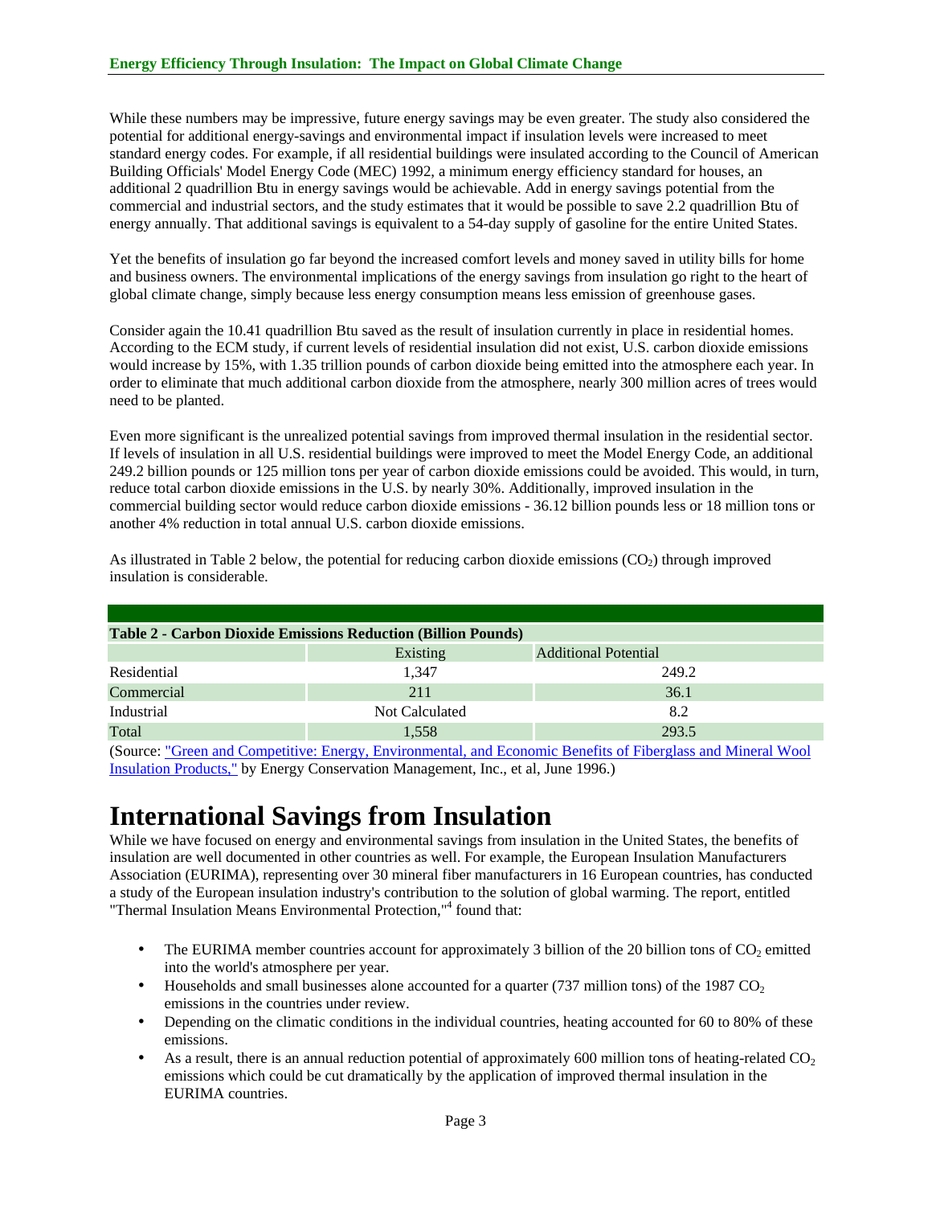While these numbers may be impressive, future energy savings may be even greater. The study also considered the potential for additional energy-savings and environmental impact if insulation levels were increased to meet standard energy codes. For example, if all residential buildings were insulated according to the Council of American Building Officials' Model Energy Code (MEC) 1992, a minimum energy efficiency standard for houses, an additional 2 quadrillion Btu in energy savings would be achievable. Add in energy savings potential from the commercial and industrial sectors, and the study estimates that it would be possible to save 2.2 quadrillion Btu of energy annually. That additional savings is equivalent to a 54-day supply of gasoline for the entire United States.

Yet the benefits of insulation go far beyond the increased comfort levels and money saved in utility bills for home and business owners. The environmental implications of the energy savings from insulation go right to the heart of global climate change, simply because less energy consumption means less emission of greenhouse gases.

Consider again the 10.41 quadrillion Btu saved as the result of insulation currently in place in residential homes. According to the ECM study, if current levels of residential insulation did not exist, U.S. carbon dioxide emissions would increase by 15%, with 1.35 trillion pounds of carbon dioxide being emitted into the atmosphere each year. In order to eliminate that much additional carbon dioxide from the atmosphere, nearly 300 million acres of trees would need to be planted.

Even more significant is the unrealized potential savings from improved thermal insulation in the residential sector. If levels of insulation in all U.S. residential buildings were improved to meet the Model Energy Code, an additional 249.2 billion pounds or 125 million tons per year of carbon dioxide emissions could be avoided. This would, in turn, reduce total carbon dioxide emissions in the U.S. by nearly 30%. Additionally, improved insulation in the commercial building sector would reduce carbon dioxide emissions - 36.12 billion pounds less or 18 million tons or another 4% reduction in total annual U.S. carbon dioxide emissions.

As illustrated in Table 2 below, the potential for reducing carbon dioxide emissions ($CO_2$) through improved insulation is considerable.

**Table 2 - Carbon Dioxide Emissions Reduction (Billion Pounds)**

| | Existing | Additional Potential |
|---|---|---|
| Residential | 1,347 | 249.2 |
| Commercial | 211 | 36.1 |
| Industrial | Not Calculated | 8.2 |
| Total | 1,558 | 293.5 |

(Source: "Green and Competitive: Energy, Environmental, and Economic Benefits of Fiberglass and Mineral Wool Insulation Products," by Energy Conservation Management, Inc., et al, June 1996.)

# International Savings from Insulation

While we have focused on energy and environmental savings from insulation in the United States, the benefits of insulation are well documented in other countries as well. For example, the European Insulation Manufacturers Association (EURIMA), representing over 30 mineral fiber manufacturers in 16 European countries, has conducted a study of the European insulation industry's contribution to the solution of global warming. The report, entitled "Thermal Insulation Means Environmental Protection,"[4] found that:

- The EURIMA member countries account for approximately 3 billion of the 20 billion tons of $CO_2$ emitted into the world's atmosphere per year.
- Households and small businesses alone accounted for a quarter (737 million tons) of the 1987 $CO_2$ emissions in the countries under review.
- Depending on the climatic conditions in the individual countries, heating accounted for 60 to 80% of these emissions.
- As a result, there is an annual reduction potential of approximately 600 million tons of heating-related $CO_2$ emissions which could be cut dramatically by the application of improved thermal insulation in the EURIMA countries.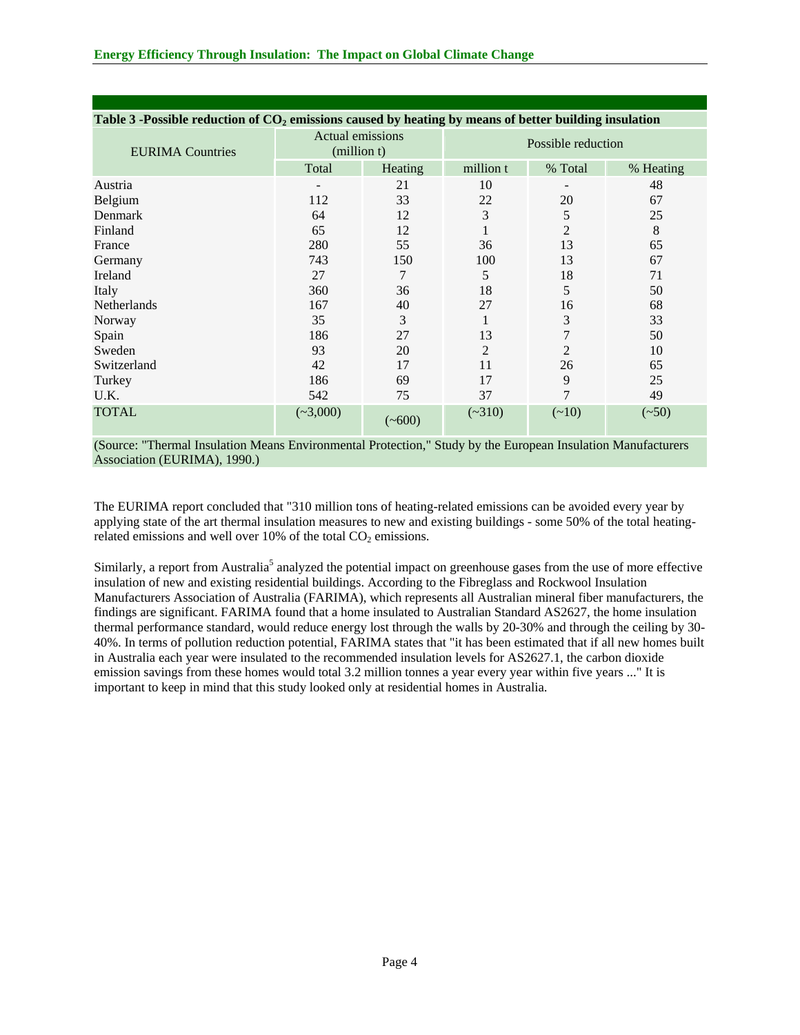**Table 3 -Possible reduction of $CO_2$ emissions caused by heating by means of better building insulation**

| EURIMA Countries | Actual emissions (million t) | | Possible reduction | | |
|---|---|---|---|---|---|
| | Total | Heating | million t | % Total | % Heating |
| Austria | - | 21 | 10 | - | 48 |
| Belgium | 112 | 33 | 22 | 20 | 67 |
| Denmark | 64 | 12 | 3 | 5 | 25 |
| Finland | 65 | 12 | 1 | 2 | 8 |
| France | 280 | 55 | 36 | 13 | 65 |
| Germany | 743 | 150 | 100 | 13 | 67 |
| Ireland | 27 | 7 | 5 | 18 | 71 |
| Italy | 360 | 36 | 18 | 5 | 50 |
| Netherlands | 167 | 40 | 27 | 16 | 68 |
| Norway | 35 | 3 | 1 | 3 | 33 |
| Spain | 186 | 27 | 13 | 7 | 50 |
| Sweden | 93 | 20 | 2 | 2 | 10 |
| Switzerland | 42 | 17 | 11 | 26 | 65 |
| Turkey | 186 | 69 | 17 | 9 | 25 |
| U.K. | 542 | 75 | 37 | 7 | 49 |
| TOTAL | (~3,000) | (~600) | (~310) | (~10) | (~50) |

(Source: "Thermal Insulation Means Environmental Protection," Study by the European Insulation Manufacturers Association (EURIMA), 1990.)

The EURIMA report concluded that "310 million tons of heating-related emissions can be avoided every year by applying state of the art thermal insulation measures to new and existing buildings - some 50% of the total heating-related emissions and well over 10% of the total $CO_2$ emissions.

Similarly, a report from Australia[5] analyzed the potential impact on greenhouse gases from the use of more effective insulation of new and existing residential buildings. According to the Fibreglass and Rockwool Insulation Manufacturers Association of Australia (FARIMA), which represents all Australian mineral fiber manufacturers, the findings are significant. FARIMA found that a home insulated to Australian Standard AS2627, the home insulation thermal performance standard, would reduce energy lost through the walls by 20-30% and through the ceiling by 30-40%. In terms of pollution reduction potential, FARIMA states that "it has been estimated that if all new homes built in Australia each year were insulated to the recommended insulation levels for AS2627.1, the carbon dioxide emission savings from these homes would total 3.2 million tonnes a year every year within five years ..." It is important to keep in mind that this study looked only at residential homes in Australia.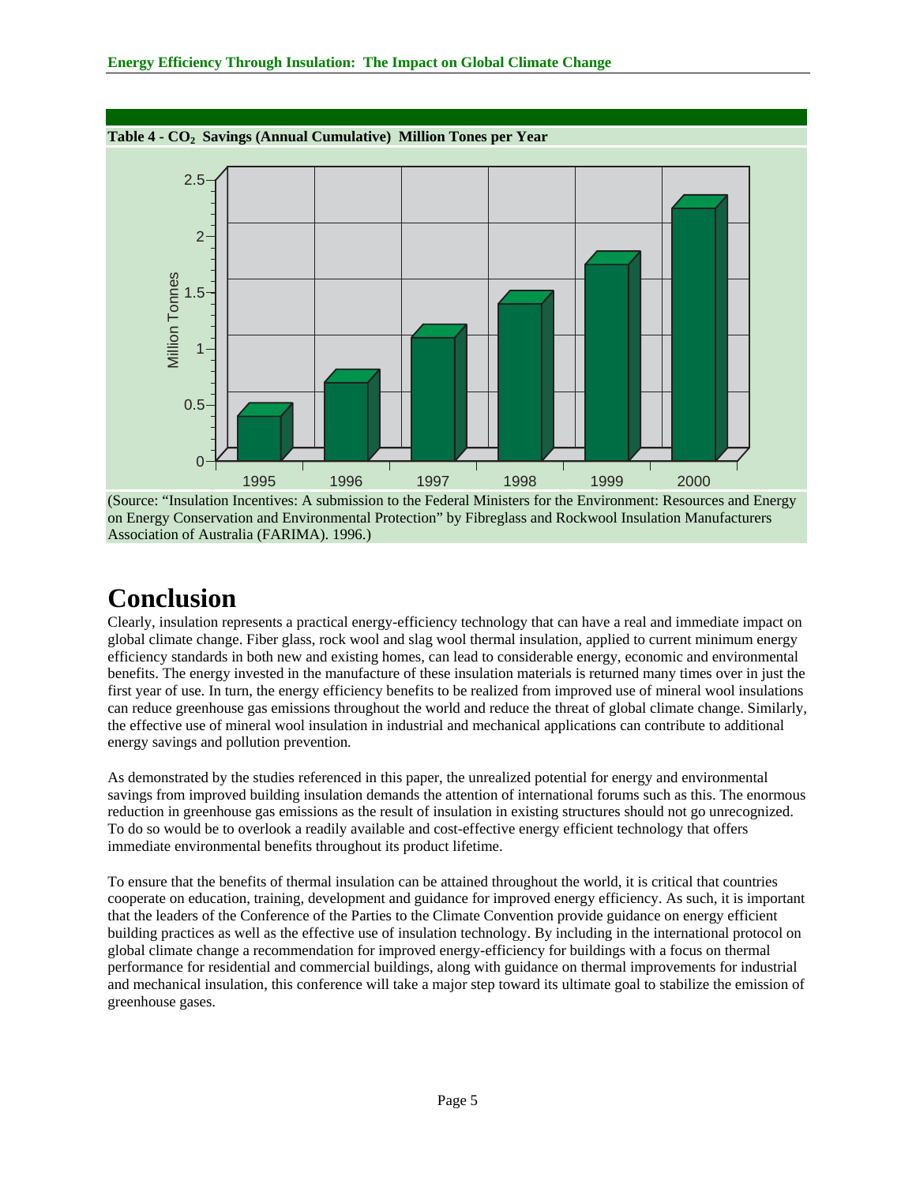**Table 4 - $CO_2$ Savings (Annual Cumulative) Million Tones per Year**

(Source: "Insulation Incentives: A submission to the Federal Ministers for the Environment: Resources and Energy on Energy Conservation and Environmental Protection" by Fibreglass and Rockwool Insulation Manufacturers Association of Australia (FARIMA). 1996.)

# Conclusion

Clearly, insulation represents a practical energy-efficiency technology that can have a real and immediate impact on global climate change. Fiber glass, rock wool and slag wool thermal insulation, applied to current minimum energy efficiency standards in both new and existing homes, can lead to considerable energy, economic and environmental benefits. The energy invested in the manufacture of these insulation materials is returned many times over in just the first year of use. In turn, the energy efficiency benefits to be realized from improved use of mineral wool insulations can reduce greenhouse gas emissions throughout the world and reduce the threat of global climate change. Similarly, the effective use of mineral wool insulation in industrial and mechanical applications can contribute to additional energy savings and pollution prevention.

As demonstrated by the studies referenced in this paper, the unrealized potential for energy and environmental savings from improved building insulation demands the attention of international forums such as this. The enormous reduction in greenhouse gas emissions as the result of insulation in existing structures should not go unrecognized. To do so would be to overlook a readily available and cost-effective energy efficient technology that offers immediate environmental benefits throughout its product lifetime.

To ensure that the benefits of thermal insulation can be attained throughout the world, it is critical that countries cooperate on education, training, development and guidance for improved energy efficiency. As such, it is important that the leaders of the Conference of the Parties to the Climate Convention provide guidance on energy efficient building practices as well as the effective use of insulation technology. By including in the international protocol on global climate change a recommendation for improved energy-efficiency for buildings with a focus on thermal performance for residential and commercial buildings, along with guidance on thermal improvements for industrial and mechanical insulation, this conference will take a major step toward its ultimate goal to stabilize the emission of greenhouse gases.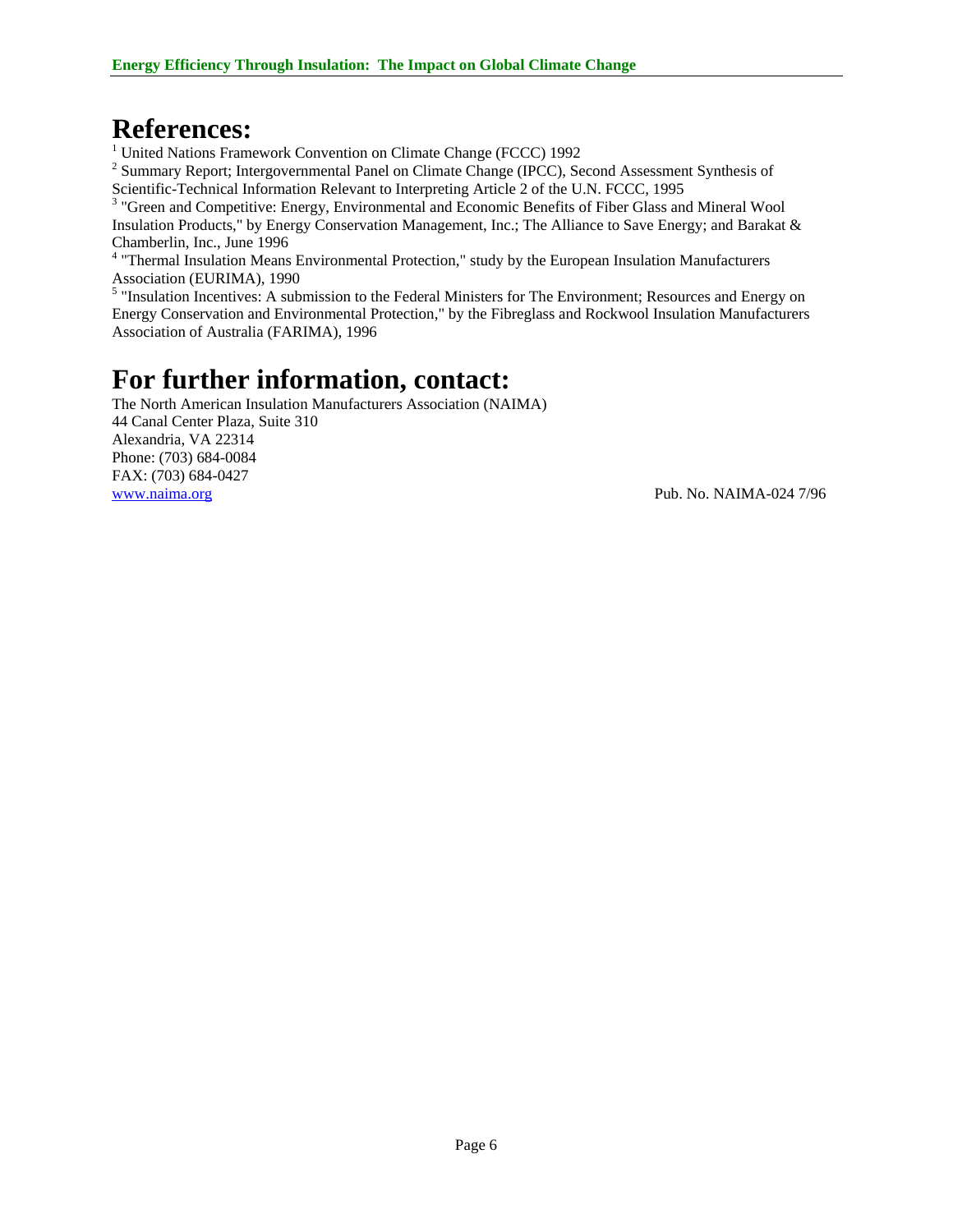# References:

[1] United Nations Framework Convention on Climate Change (FCCC) 1992

[2] Summary Report; Intergovernmental Panel on Climate Change (IPCC), Second Assessment Synthesis of Scientific-Technical Information Relevant to Interpreting Article 2 of the U.N. FCCC, 1995

[3] "Green and Competitive: Energy, Environmental and Economic Benefits of Fiber Glass and Mineral Wool Insulation Products," by Energy Conservation Management, Inc.; The Alliance to Save Energy; and Barakat & Chamberlin, Inc., June 1996

[4] "Thermal Insulation Means Environmental Protection," study by the European Insulation Manufacturers Association (EURIMA), 1990

[5] "Insulation Incentives: A submission to the Federal Ministers for The Environment; Resources and Energy on Energy Conservation and Environmental Protection," by the Fibreglass and Rockwool Insulation Manufacturers Association of Australia (FARIMA), 1996

# For further information, contact:

The North American Insulation Manufacturers Association (NAIMA)
44 Canal Center Plaza, Suite 310
Alexandria, VA 22314
Phone: (703) 684-0084
FAX: (703) 684-0427
www.naima.org

Pub. No. NAIMA-024 7/96